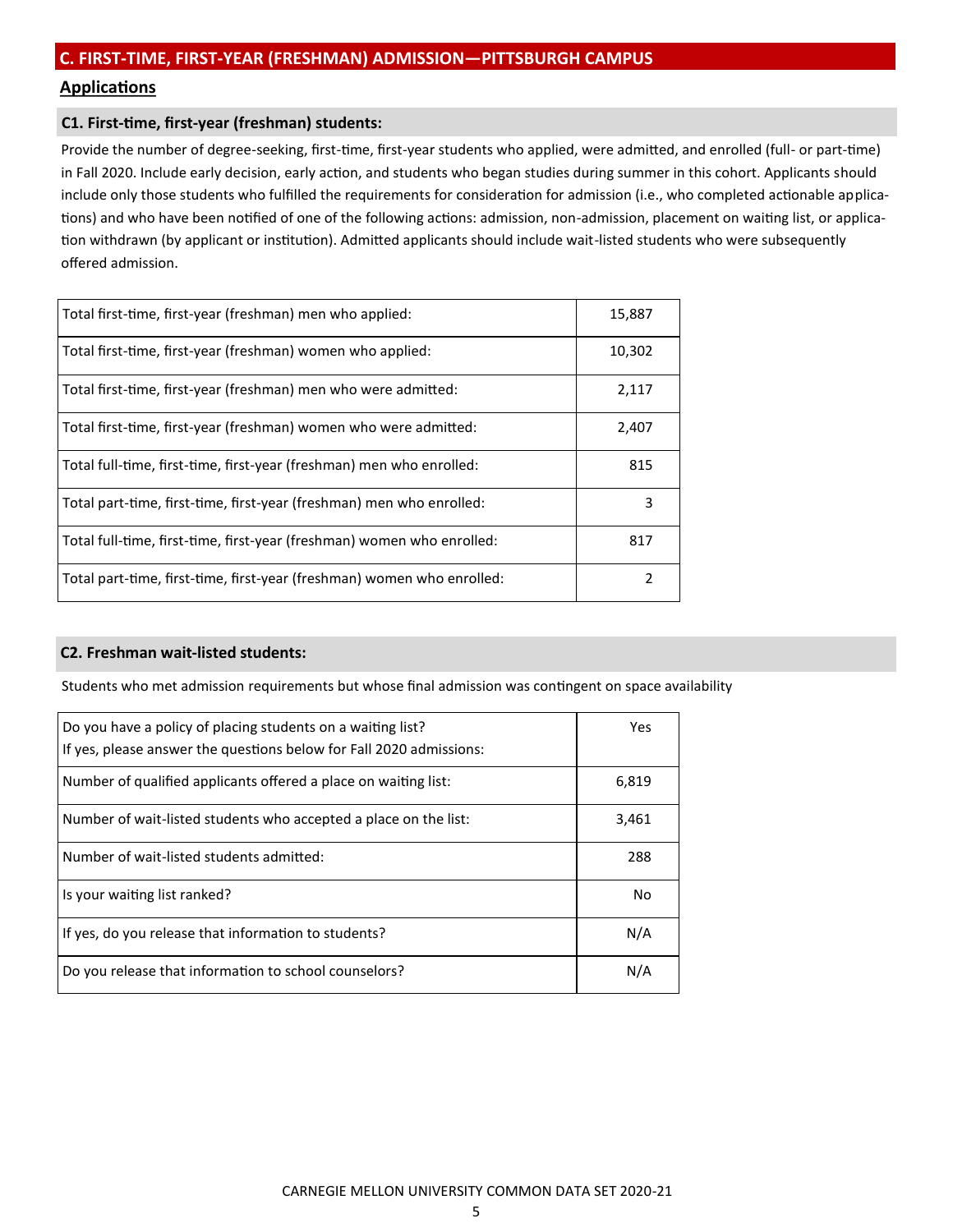## C. FIRST-TIME, FIRST-YEAR (FRESHMAN) ADMISSION—PITTSBURGH CAMPUS

### Applications

#### C1. First-time, first-year (freshman) students:

Provide the number of degree-seeking, first-time, first-year students who applied, were admitted, and enrolled (full- or part-time) in Fall 2020. Include early decision, early action, and students who began studies during summer in this cohort. Applicants should include only those students who fulfilled the requirements for consideration for admission (i.e., who completed actionable applications) and who have been notified of one of the following actions: admission, non-admission, placement on waiting list, or application withdrawn (by applicant or institution). Admitted applicants should include wait-listed students who were subsequently offered admission.

| | |
|---|---|
| Total first-time, first-year (freshman) men who applied: | 15,887 |
| Total first-time, first-year (freshman) women who applied: | 10,302 |
| Total first-time, first-year (freshman) men who were admitted: | 2,117 |
| Total first-time, first-year (freshman) women who were admitted: | 2,407 |
| Total full-time, first-time, first-year (freshman) men who enrolled: | 815 |
| Total part-time, first-time, first-year (freshman) men who enrolled: | 3 |
| Total full-time, first-time, first-year (freshman) women who enrolled: | 817 |
| Total part-time, first-time, first-year (freshman) women who enrolled: | 2 |

#### C2. Freshman wait-listed students:

Students who met admission requirements but whose final admission was contingent on space availability

| | |
|---|---|
| Do you have a policy of placing students on a waiting list?<br>If yes, please answer the questions below for Fall 2020 admissions: | Yes |
| Number of qualified applicants offered a place on waiting list: | 6,819 |
| Number of wait-listed students who accepted a place on the list: | 3,461 |
| Number of wait-listed students admitted: | 288 |
| Is your waiting list ranked? | No |
| If yes, do you release that information to students? | N/A |
| Do you release that information to school counselors? | N/A |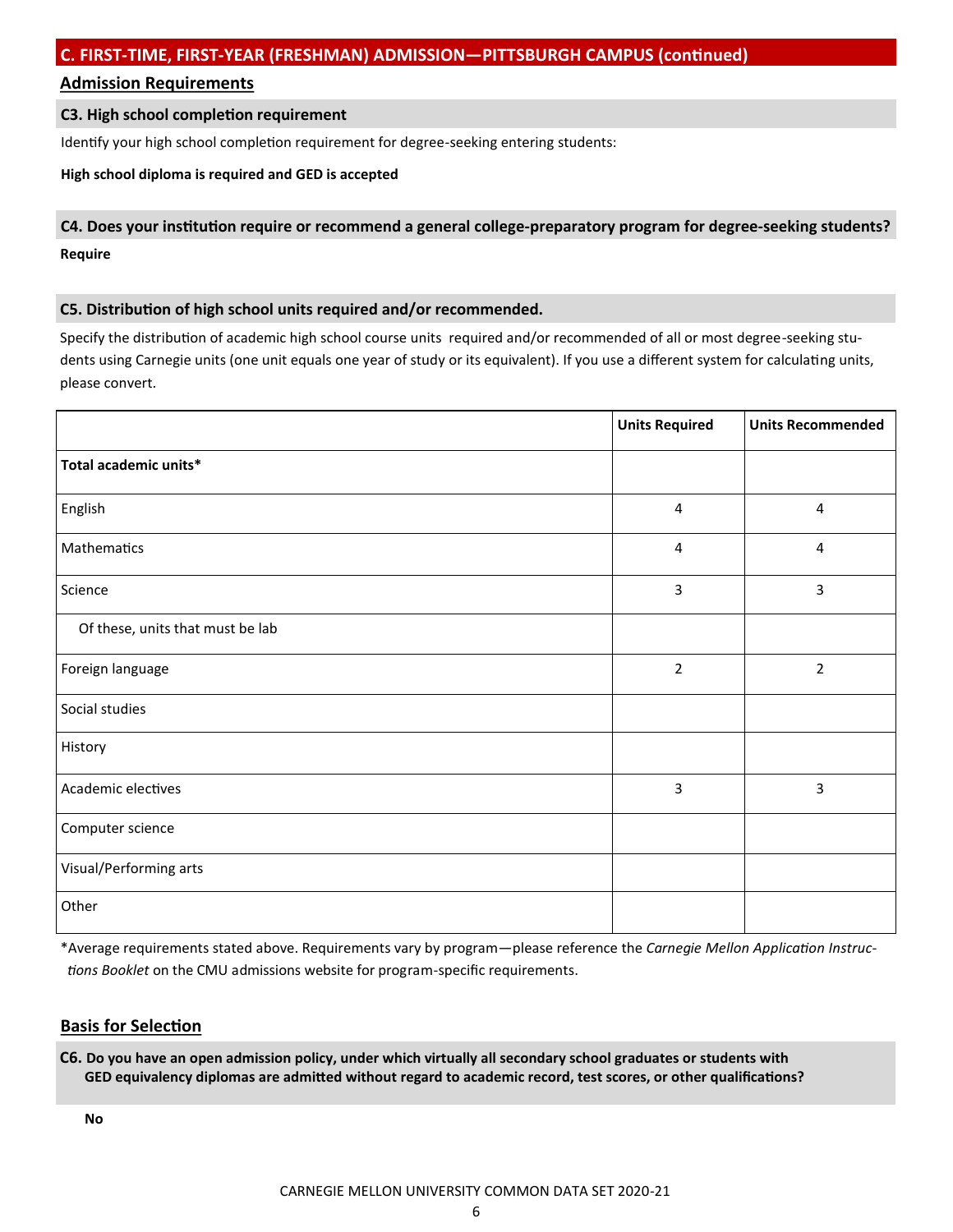## C. FIRST-TIME, FIRST-YEAR (FRESHMAN) ADMISSION—PITTSBURGH CAMPUS (continued)

### Admission Requirements

#### C3. High school completion requirement

Identify your high school completion requirement for degree-seeking entering students:

**High school diploma is required and GED is accepted**

#### C4. Does your institution require or recommend a general college-preparatory program for degree-seeking students?

**Require**

#### C5. Distribution of high school units required and/or recommended.

Specify the distribution of academic high school course units required and/or recommended of all or most degree-seeking students using Carnegie units (one unit equals one year of study or its equivalent). If you use a different system for calculating units, please convert.

| | Units Required | Units Recommended |
|---|---|---|
| **Total academic units*** | | |
| English | 4 | 4 |
| Mathematics | 4 | 4 |
| Science | 3 | 3 |
| Of these, units that must be lab | | |
| Foreign language | 2 | 2 |
| Social studies | | |
| History | | |
| Academic electives | 3 | 3 |
| Computer science | | |
| Visual/Performing arts | | |
| Other | | |

*Average requirements stated above. Requirements vary by program—please reference the *Carnegie Mellon Application Instructions Booklet* on the CMU admissions website for program-specific requirements.

### Basis for Selection

#### C6. Do you have an open admission policy, under which virtually all secondary school graduates or students with GED equivalency diplomas are admitted without regard to academic record, test scores, or other qualifications?

**No**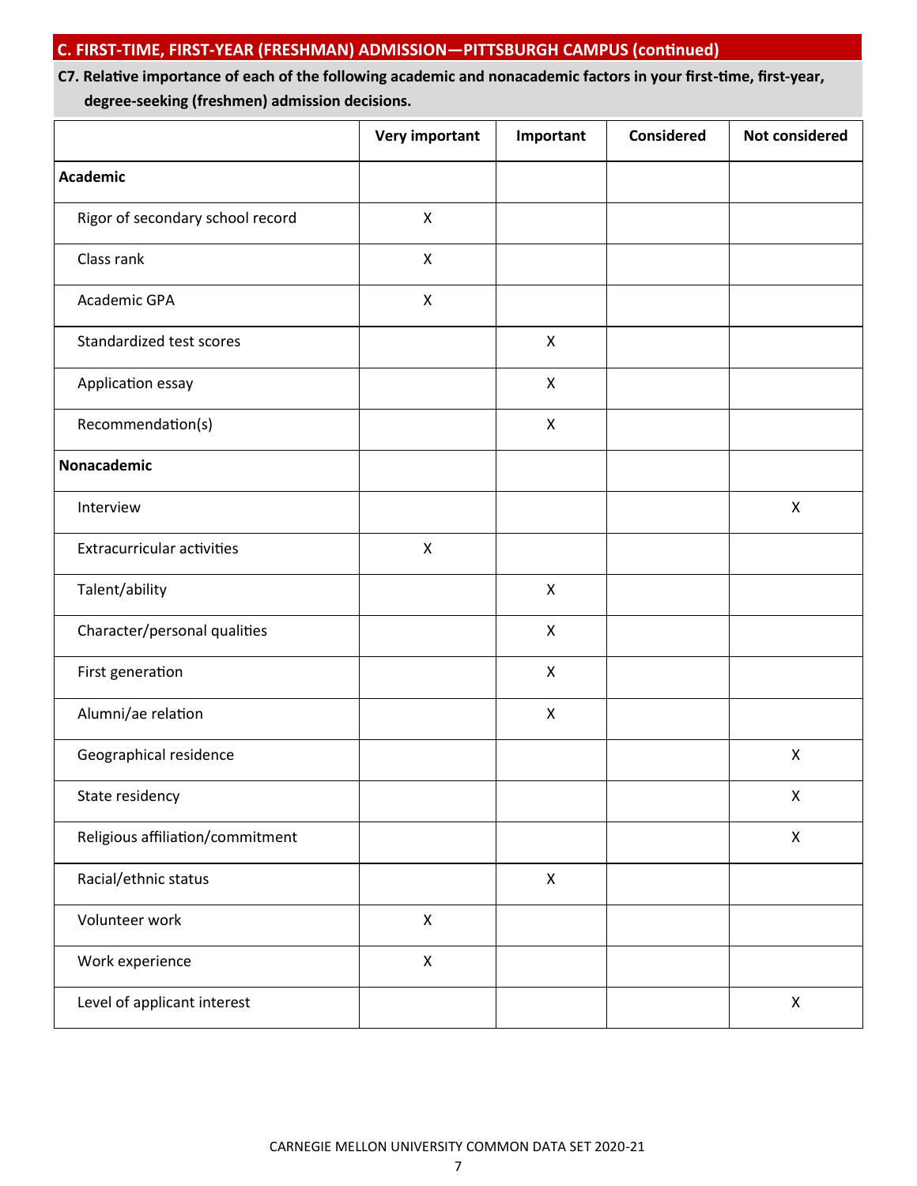## C. FIRST-TIME, FIRST-YEAR (FRESHMAN) ADMISSION—PITTSBURGH CAMPUS (continued)

**C7. Relative importance of each of the following academic and nonacademic factors in your first-time, first-year, degree-seeking (freshmen) admission decisions.**

| | Very important | Important | Considered | Not considered |
|---|---|---|---|---|
| **Academic** | | | | |
| Rigor of secondary school record | X | | | |
| Class rank | X | | | |
| Academic GPA | X | | | |
| Standardized test scores | | X | | |
| Application essay | | X | | |
| Recommendation(s) | | X | | |
| **Nonacademic** | | | | |
| Interview | | | | X |
| Extracurricular activities | X | | | |
| Talent/ability | | X | | |
| Character/personal qualities | | X | | |
| First generation | | X | | |
| Alumni/ae relation | | X | | |
| Geographical residence | | | | X |
| State residency | | | | X |
| Religious affiliation/commitment | | | | X |
| Racial/ethnic status | | X | | |
| Volunteer work | X | | | |
| Work experience | X | | | |
| Level of applicant interest | | | | X |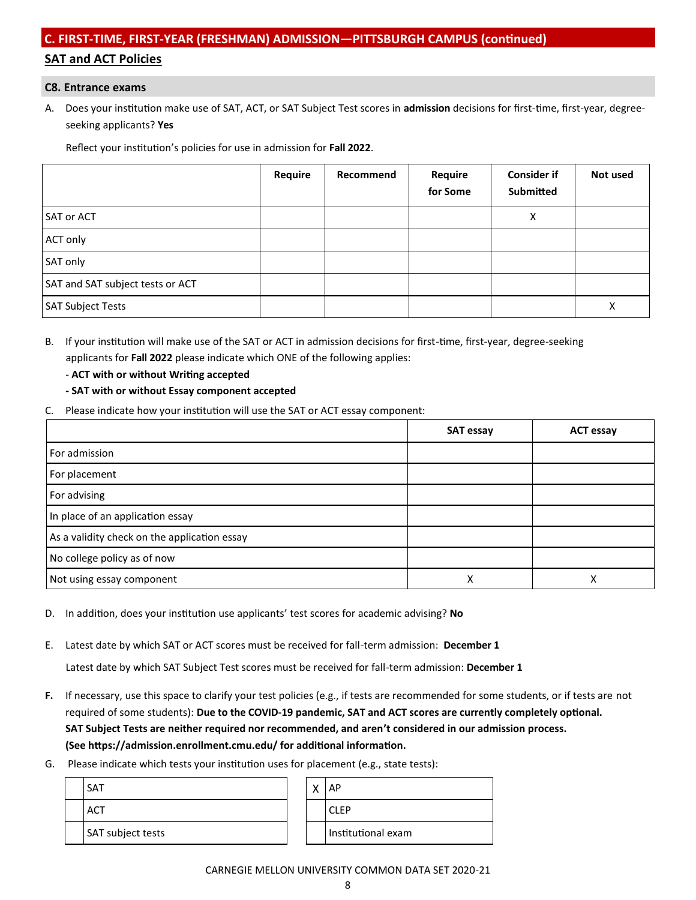## C. FIRST-TIME, FIRST-YEAR (FRESHMAN) ADMISSION—PITTSBURGH CAMPUS (continued)

### SAT and ACT Policies

### C8. Entrance exams

A. Does your institution make use of SAT, ACT, or SAT Subject Test scores in **admission** decisions for first-time, first-year, degree-seeking applicants? **Yes**

Reflect your institution's policies for use in admission for **Fall 2022**.

| | Require | Recommend | Require for Some | Consider if Submitted | Not used |
|---|---|---|---|---|---|
| SAT or ACT | | | | X | |
| ACT only | | | | | |
| SAT only | | | | | |
| SAT and SAT subject tests or ACT | | | | | |
| SAT Subject Tests | | | | | X |

B. If your institution will make use of the SAT or ACT in admission decisions for first-time, first-year, degree-seeking applicants for **Fall 2022** please indicate which ONE of the following applies:

- **ACT with or without Writing accepted**
- **SAT with or without Essay component accepted**

C. Please indicate how your institution will use the SAT or ACT essay component:

| | SAT essay | ACT essay |
|---|---|---|
| For admission | | |
| For placement | | |
| For advising | | |
| In place of an application essay | | |
| As a validity check on the application essay | | |
| No college policy as of now | | |
| Not using essay component | X | X |

D. In addition, does your institution use applicants' test scores for academic advising? **No**

E. Latest date by which SAT or ACT scores must be received for fall-term admission: **December 1**

Latest date by which SAT Subject Test scores must be received for fall-term admission: **December 1**

**F.** If necessary, use this space to clarify your test policies (e.g., if tests are recommended for some students, or if tests are not required of some students): **Due to the COVID-19 pandemic, SAT and ACT scores are currently completely optional. SAT Subject Tests are neither required nor recommended, and aren't considered in our admission process. (See https://admission.enrollment.cmu.edu/ for additional information.**

G. Please indicate which tests your institution uses for placement (e.g., state tests):

| | |
|---|---|
| | SAT |
| | ACT |
| | SAT subject tests |

| | |
|---|---|
| X | AP |
| | CLEP |
| | Institutional exam |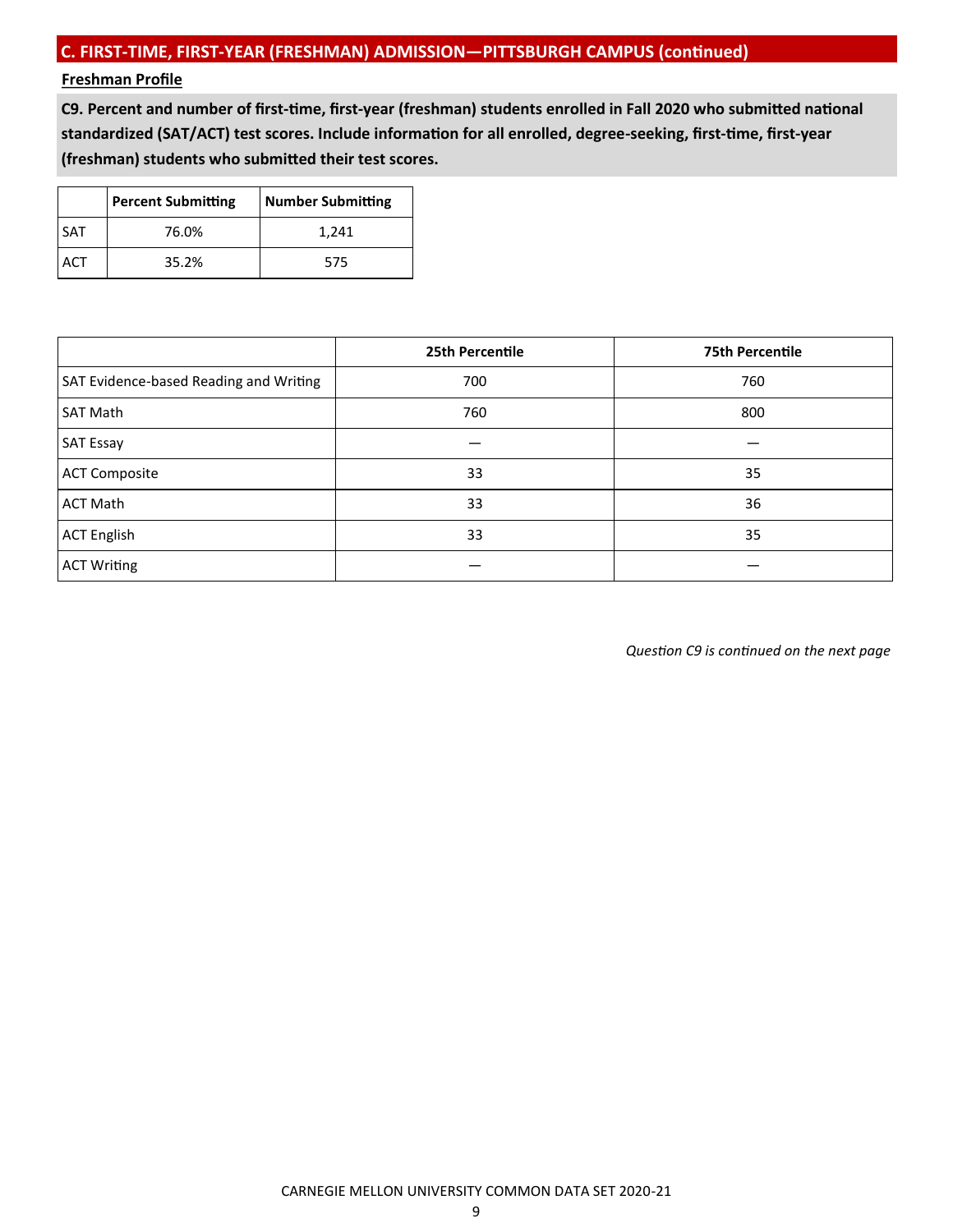## C. FIRST-TIME, FIRST-YEAR (FRESHMAN) ADMISSION—PITTSBURGH CAMPUS (continued)

**Freshman Profile**

**C9. Percent and number of first-time, first-year (freshman) students enrolled in Fall 2020 who submitted national standardized (SAT/ACT) test scores. Include information for all enrolled, degree-seeking, first-time, first-year (freshman) students who submitted their test scores.**

| | Percent Submitting | Number Submitting |
|---|---|---|
| SAT | 76.0% | 1,241 |
| ACT | 35.2% | 575 |

| | 25th Percentile | 75th Percentile |
|---|---|---|
| SAT Evidence-based Reading and Writing | 700 | 760 |
| SAT Math | 760 | 800 |
| SAT Essay | — | — |
| ACT Composite | 33 | 35 |
| ACT Math | 33 | 36 |
| ACT English | 33 | 35 |
| ACT Writing | — | — |

*Question C9 is continued on the next page*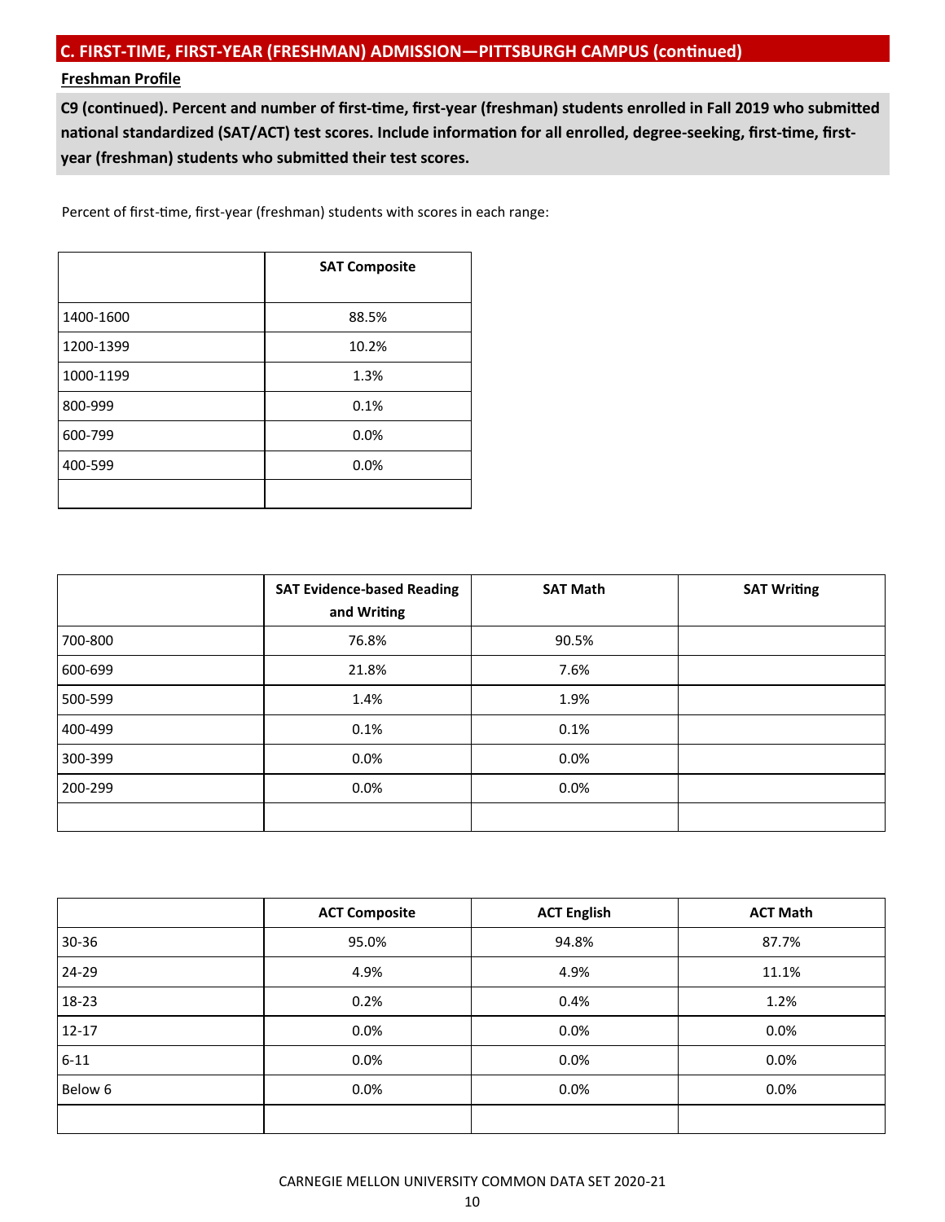## C. FIRST-TIME, FIRST-YEAR (FRESHMAN) ADMISSION—PITTSBURGH CAMPUS (continued)

**Freshman Profile**

**C9 (continued). Percent and number of first-time, first-year (freshman) students enrolled in Fall 2019 who submitted national standardized (SAT/ACT) test scores. Include information for all enrolled, degree-seeking, first-time, first-year (freshman) students who submitted their test scores.**

Percent of first-time, first-year (freshman) students with scores in each range:

| | SAT Composite |
|---|---|
| 1400-1600 | 88.5% |
| 1200-1399 | 10.2% |
| 1000-1199 | 1.3% |
| 800-999 | 0.1% |
| 600-799 | 0.0% |
| 400-599 | 0.0% |
| | |

| | SAT Evidence-based Reading and Writing | SAT Math | SAT Writing |
|---|---|---|---|
| 700-800 | 76.8% | 90.5% | |
| 600-699 | 21.8% | 7.6% | |
| 500-599 | 1.4% | 1.9% | |
| 400-499 | 0.1% | 0.1% | |
| 300-399 | 0.0% | 0.0% | |
| 200-299 | 0.0% | 0.0% | |
| | | | |

| | ACT Composite | ACT English | ACT Math |
|---|---|---|---|
| 30-36 | 95.0% | 94.8% | 87.7% |
| 24-29 | 4.9% | 4.9% | 11.1% |
| 18-23 | 0.2% | 0.4% | 1.2% |
| 12-17 | 0.0% | 0.0% | 0.0% |
| 6-11 | 0.0% | 0.0% | 0.0% |
| Below 6 | 0.0% | 0.0% | 0.0% |
| | | | |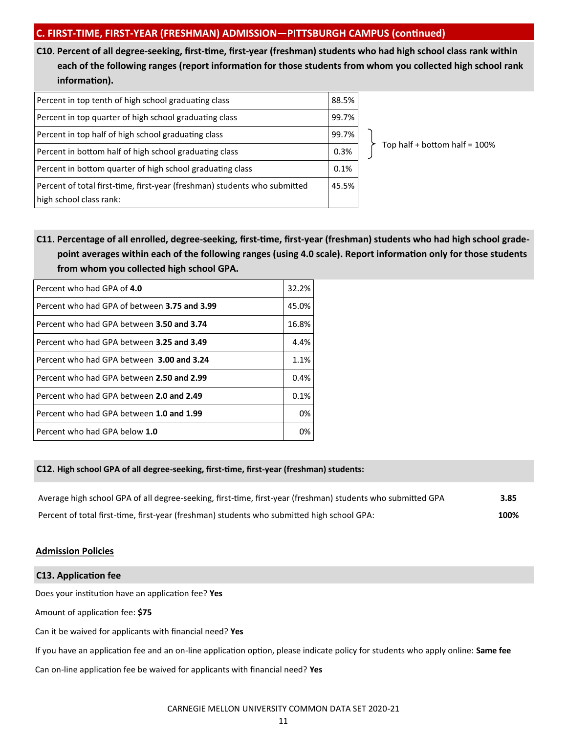## C. FIRST-TIME, FIRST-YEAR (FRESHMAN) ADMISSION—PITTSBURGH CAMPUS (continued)

**C10. Percent of all degree-seeking, first-time, first-year (freshman) students who had high school class rank within each of the following ranges (report information for those students from whom you collected high school rank information).**

| | |
|---|---|
| Percent in top tenth of high school graduating class | 88.5% |
| Percent in top quarter of high school graduating class | 99.7% |
| Percent in top half of high school graduating class | 99.7% |
| Percent in bottom half of high school graduating class | 0.3% |
| Percent in bottom quarter of high school graduating class | 0.1% |
| Percent of total first-time, first-year (freshman) students who submitted high school class rank: | 45.5% |

Top half + bottom half = 100%

**C11. Percentage of all enrolled, degree-seeking, first-time, first-year (freshman) students who had high school grade-point averages within each of the following ranges (using 4.0 scale). Report information only for those students from whom you collected high school GPA.**

| | |
|---|---|
| Percent who had GPA of **4.0** | 32.2% |
| Percent who had GPA of between **3.75 and 3.99** | 45.0% |
| Percent who had GPA between **3.50 and 3.74** | 16.8% |
| Percent who had GPA between **3.25 and 3.49** | 4.4% |
| Percent who had GPA between **3.00 and 3.24** | 1.1% |
| Percent who had GPA between **2.50 and 2.99** | 0.4% |
| Percent who had GPA between **2.0 and 2.49** | 0.1% |
| Percent who had GPA between **1.0 and 1.99** | 0% |
| Percent who had GPA below **1.0** | 0% |

**C12. High school GPA of all degree-seeking, first-time, first-year (freshman) students:**

| | |
|---|---|
| Average high school GPA of all degree-seeking, first-time, first-year (freshman) students who submitted GPA | **3.85** |
| Percent of total first-time, first-year (freshman) students who submitted high school GPA: | **100%** |

### Admission Policies

**C13. Application fee**

Does your institution have an application fee? **Yes**

Amount of application fee: **$75**

Can it be waived for applicants with financial need? **Yes**

If you have an application fee and an on-line application option, please indicate policy for students who apply online: **Same fee**

Can on-line application fee be waived for applicants with financial need? **Yes**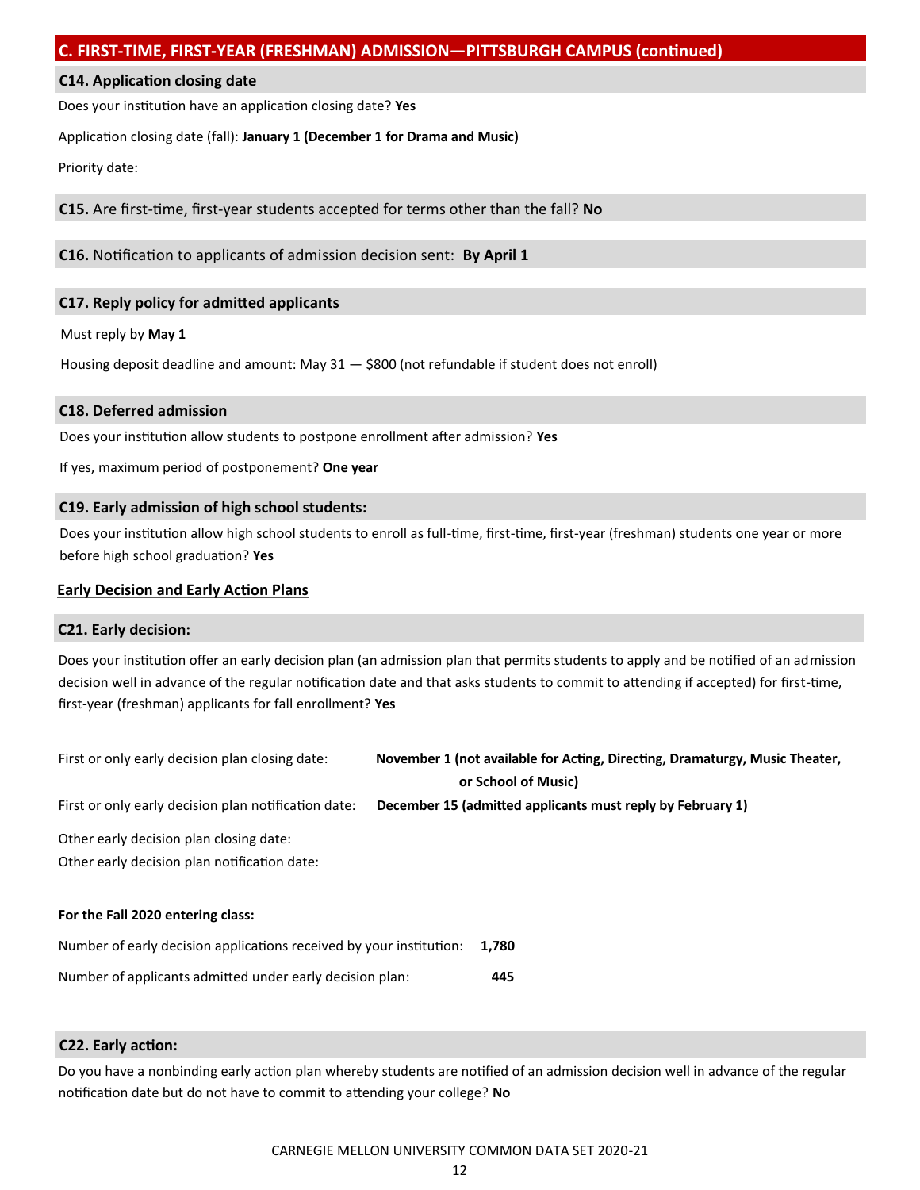## C. FIRST-TIME, FIRST-YEAR (FRESHMAN) ADMISSION—PITTSBURGH CAMPUS (continued)

### C14. Application closing date

Does your institution have an application closing date? **Yes**

Application closing date (fall): **January 1 (December 1 for Drama and Music)**

Priority date:

### C15. Are first-time, first-year students accepted for terms other than the fall? **No**

### C16. Notification to applicants of admission decision sent: **By April 1**

### C17. Reply policy for admitted applicants

Must reply by **May 1**

Housing deposit deadline and amount: May 31 — $800 (not refundable if student does not enroll)

### C18. Deferred admission

Does your institution allow students to postpone enrollment after admission? **Yes**

If yes, maximum period of postponement? **One year**

### C19. Early admission of high school students:

Does your institution allow high school students to enroll as full-time, first-time, first-year (freshman) students one year or more before high school graduation? **Yes**

**Early Decision and Early Action Plans**

### C21. Early decision:

Does your institution offer an early decision plan (an admission plan that permits students to apply and be notified of an admission decision well in advance of the regular notification date and that asks students to commit to attending if accepted) for first-time, first-year (freshman) applicants for fall enrollment? **Yes**

First or only early decision plan closing date: **November 1 (not available for Acting, Directing, Dramaturgy, Music Theater, or School of Music)**

First or only early decision plan notification date: **December 15 (admitted applicants must reply by February 1)**

Other early decision plan closing date:

Other early decision plan notification date:

**For the Fall 2020 entering class:**

Number of early decision applications received by your institution: **1,780**

Number of applicants admitted under early decision plan: **445**

### C22. Early action:

Do you have a nonbinding early action plan whereby students are notified of an admission decision well in advance of the regular notification date but do not have to commit to attending your college? **No**